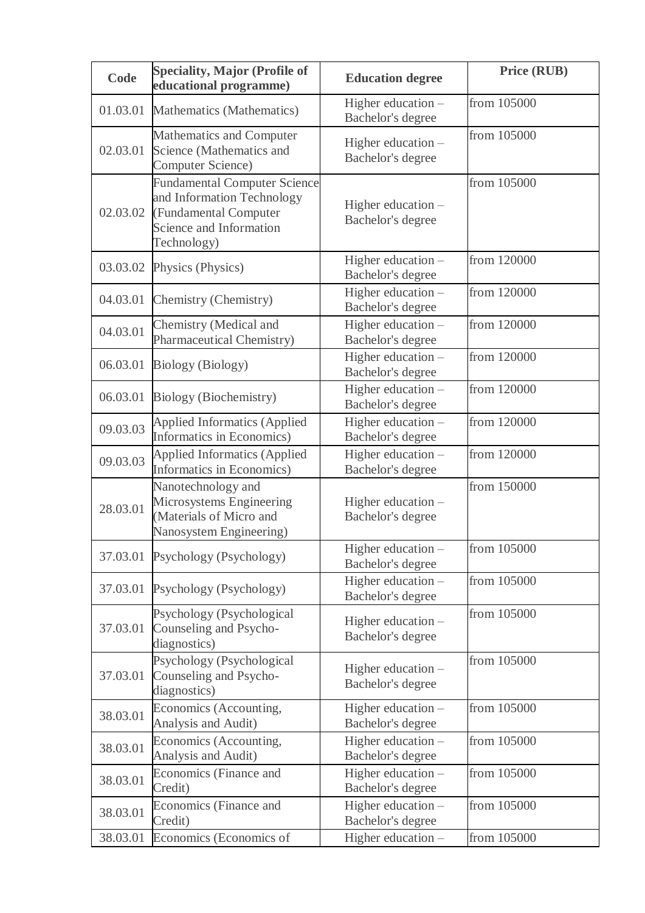| Code | Speciality, Major (Profile of educational programme) | Education degree | Price (RUB) |
|---|---|---|---|
| 01.03.01 | Mathematics (Mathematics) | Higher education – Bachelor's degree | from 105000 |
| 02.03.01 | Mathematics and Computer Science (Mathematics and Computer Science) | Higher education – Bachelor's degree | from 105000 |
| 02.03.02 | Fundamental Computer Science and Information Technology (Fundamental Computer Science and Information Technology) | Higher education – Bachelor's degree | from 105000 |
| 03.03.02 | Physics (Physics) | Higher education – Bachelor's degree | from 120000 |
| 04.03.01 | Chemistry (Chemistry) | Higher education – Bachelor's degree | from 120000 |
| 04.03.01 | Chemistry (Medical and Pharmaceutical Chemistry) | Higher education – Bachelor's degree | from 120000 |
| 06.03.01 | Biology (Biology) | Higher education – Bachelor's degree | from 120000 |
| 06.03.01 | Biology (Biochemistry) | Higher education – Bachelor's degree | from 120000 |
| 09.03.03 | Applied Informatics (Applied Informatics in Economics) | Higher education – Bachelor's degree | from 120000 |
| 09.03.03 | Applied Informatics (Applied Informatics in Economics) | Higher education – Bachelor's degree | from 120000 |
| 28.03.01 | Nanotechnology and Microsystems Engineering (Materials of Micro and Nanosystem Engineering) | Higher education – Bachelor's degree | from 150000 |
| 37.03.01 | Psychology (Psychology) | Higher education – Bachelor's degree | from 105000 |
| 37.03.01 | Psychology (Psychology) | Higher education – Bachelor's degree | from 105000 |
| 37.03.01 | Psychology (Psychological Counseling and Psycho-diagnostics) | Higher education – Bachelor's degree | from 105000 |
| 37.03.01 | Psychology (Psychological Counseling and Psycho-diagnostics) | Higher education – Bachelor's degree | from 105000 |
| 38.03.01 | Economics (Accounting, Analysis and Audit) | Higher education – Bachelor's degree | from 105000 |
| 38.03.01 | Economics (Accounting, Analysis and Audit) | Higher education – Bachelor's degree | from 105000 |
| 38.03.01 | Economics (Finance and Credit) | Higher education – Bachelor's degree | from 105000 |
| 38.03.01 | Economics (Finance and Credit) | Higher education – Bachelor's degree | from 105000 |
| 38.03.01 | Economics (Economics of | Higher education – | from 105000 |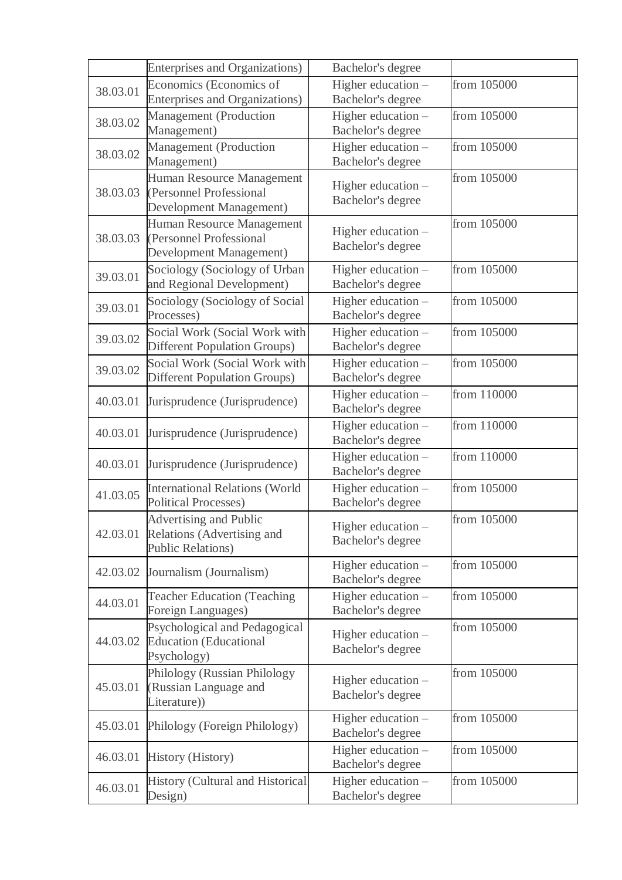| | | | |
|---|---|---|---|
| | Enterprises and Organizations) | Bachelor's degree | |
| 38.03.01 | Economics (Economics of Enterprises and Organizations) | Higher education – Bachelor's degree | from 105000 |
| 38.03.02 | Management (Production Management) | Higher education – Bachelor's degree | from 105000 |
| 38.03.02 | Management (Production Management) | Higher education – Bachelor's degree | from 105000 |
| 38.03.03 | Human Resource Management (Personnel Professional Development Management) | Higher education – Bachelor's degree | from 105000 |
| 38.03.03 | Human Resource Management (Personnel Professional Development Management) | Higher education – Bachelor's degree | from 105000 |
| 39.03.01 | Sociology (Sociology of Urban and Regional Development) | Higher education – Bachelor's degree | from 105000 |
| 39.03.01 | Sociology (Sociology of Social Processes) | Higher education – Bachelor's degree | from 105000 |
| 39.03.02 | Social Work (Social Work with Different Population Groups) | Higher education – Bachelor's degree | from 105000 |
| 39.03.02 | Social Work (Social Work with Different Population Groups) | Higher education – Bachelor's degree | from 105000 |
| 40.03.01 | Jurisprudence (Jurisprudence) | Higher education – Bachelor's degree | from 110000 |
| 40.03.01 | Jurisprudence (Jurisprudence) | Higher education – Bachelor's degree | from 110000 |
| 40.03.01 | Jurisprudence (Jurisprudence) | Higher education – Bachelor's degree | from 110000 |
| 41.03.05 | International Relations (World Political Processes) | Higher education – Bachelor's degree | from 105000 |
| 42.03.01 | Advertising and Public Relations (Advertising and Public Relations) | Higher education – Bachelor's degree | from 105000 |
| 42.03.02 | Journalism (Journalism) | Higher education – Bachelor's degree | from 105000 |
| 44.03.01 | Teacher Education (Teaching Foreign Languages) | Higher education – Bachelor's degree | from 105000 |
| 44.03.02 | Psychological and Pedagogical Education (Educational Psychology) | Higher education – Bachelor's degree | from 105000 |
| 45.03.01 | Philology (Russian Philology (Russian Language and Literature)) | Higher education – Bachelor's degree | from 105000 |
| 45.03.01 | Philology (Foreign Philology) | Higher education – Bachelor's degree | from 105000 |
| 46.03.01 | History (History) | Higher education – Bachelor's degree | from 105000 |
| 46.03.01 | History (Cultural and Historical Design) | Higher education – Bachelor's degree | from 105000 |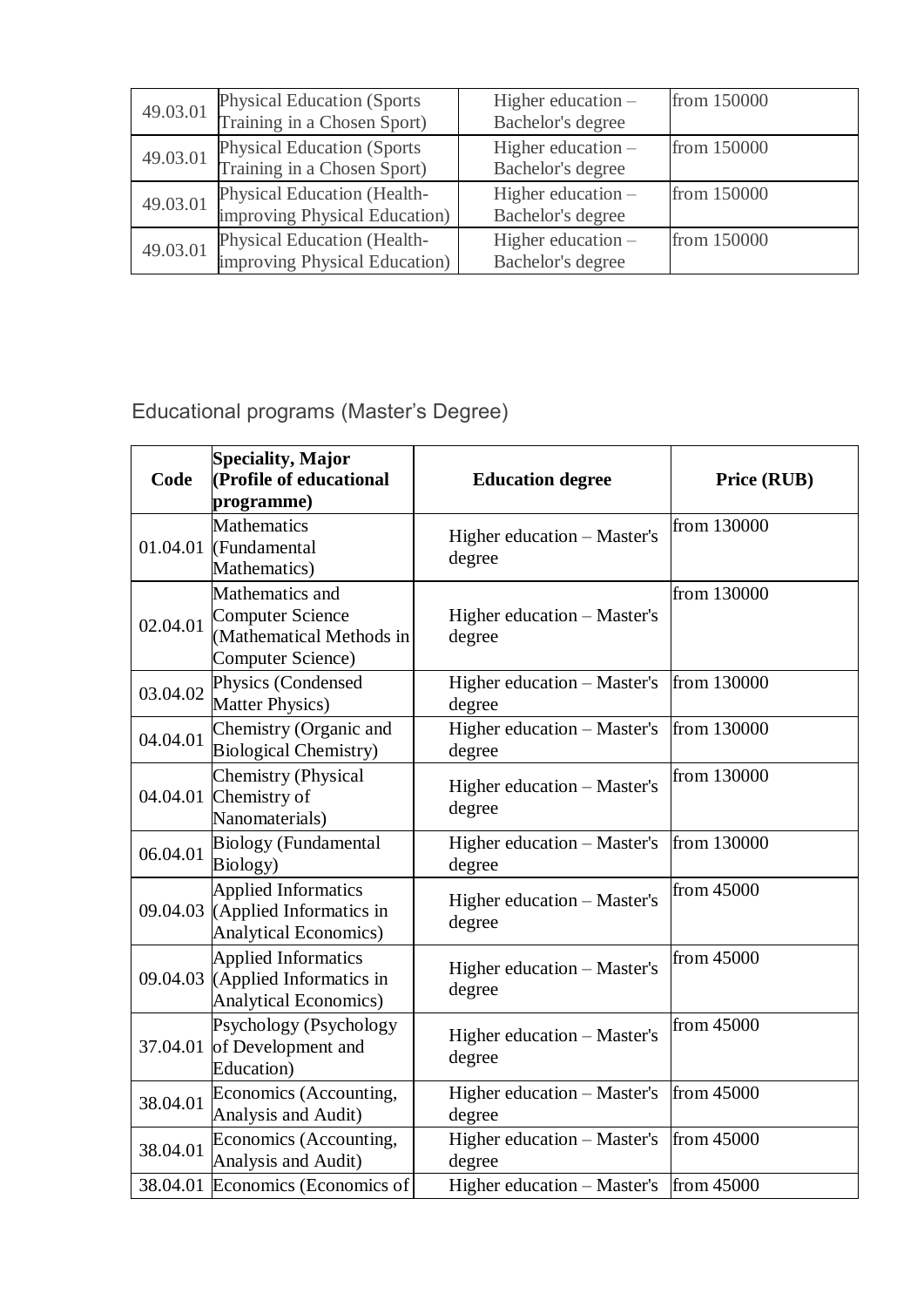| 49.03.01 | Physical Education (Sports Training in a Chosen Sport) | Higher education – Bachelor's degree | from 150000 |
|---|---|---|---|
| 49.03.01 | Physical Education (Sports Training in a Chosen Sport) | Higher education – Bachelor's degree | from 150000 |
| 49.03.01 | Physical Education (Health-improving Physical Education) | Higher education – Bachelor's degree | from 150000 |
| 49.03.01 | Physical Education (Health-improving Physical Education) | Higher education – Bachelor's degree | from 150000 |

## Educational programs (Master's Degree)

| Code | Speciality, Major (Profile of educational programme) | Education degree | Price (RUB) |
|---|---|---|---|
| 01.04.01 | Mathematics (Fundamental Mathematics) | Higher education – Master's degree | from 130000 |
| 02.04.01 | Mathematics and Computer Science (Mathematical Methods in Computer Science) | Higher education – Master's degree | from 130000 |
| 03.04.02 | Physics (Condensed Matter Physics) | Higher education – Master's degree | from 130000 |
| 04.04.01 | Chemistry (Organic and Biological Chemistry) | Higher education – Master's degree | from 130000 |
| 04.04.01 | Chemistry (Physical Chemistry of Nanomaterials) | Higher education – Master's degree | from 130000 |
| 06.04.01 | Biology (Fundamental Biology) | Higher education – Master's degree | from 130000 |
| 09.04.03 | Applied Informatics (Applied Informatics in Analytical Economics) | Higher education – Master's degree | from 45000 |
| 09.04.03 | Applied Informatics (Applied Informatics in Analytical Economics) | Higher education – Master's degree | from 45000 |
| 37.04.01 | Psychology (Psychology of Development and Education) | Higher education – Master's degree | from 45000 |
| 38.04.01 | Economics (Accounting, Analysis and Audit) | Higher education – Master's degree | from 45000 |
| 38.04.01 | Economics (Accounting, Analysis and Audit) | Higher education – Master's degree | from 45000 |
| 38.04.01 | Economics (Economics of | Higher education – Master's | from 45000 |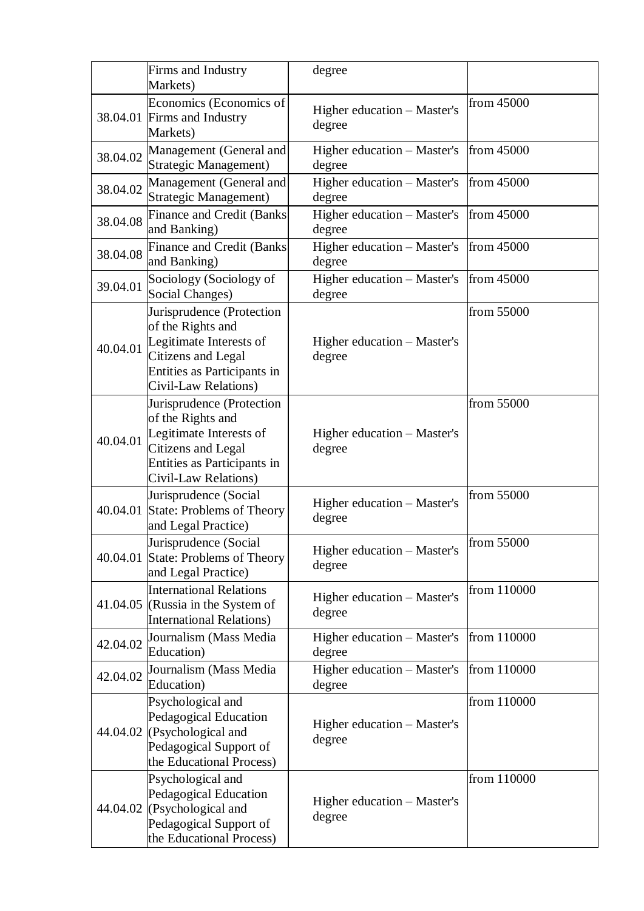|  | Firms and Industry Markets) | degree |  |
|---|---|---|---|
| 38.04.01 | Economics (Economics of Firms and Industry Markets) | Higher education – Master's degree | from 45000 |
| 38.04.02 | Management (General and Strategic Management) | Higher education – Master's degree | from 45000 |
| 38.04.02 | Management (General and Strategic Management) | Higher education – Master's degree | from 45000 |
| 38.04.08 | Finance and Credit (Banks and Banking) | Higher education – Master's degree | from 45000 |
| 38.04.08 | Finance and Credit (Banks and Banking) | Higher education – Master's degree | from 45000 |
| 39.04.01 | Sociology (Sociology of Social Changes) | Higher education – Master's degree | from 45000 |
| 40.04.01 | Jurisprudence (Protection of the Rights and Legitimate Interests of Citizens and Legal Entities as Participants in Civil-Law Relations) | Higher education – Master's degree | from 55000 |
| 40.04.01 | Jurisprudence (Protection of the Rights and Legitimate Interests of Citizens and Legal Entities as Participants in Civil-Law Relations) | Higher education – Master's degree | from 55000 |
| 40.04.01 | Jurisprudence (Social State: Problems of Theory and Legal Practice) | Higher education – Master's degree | from 55000 |
| 40.04.01 | Jurisprudence (Social State: Problems of Theory and Legal Practice) | Higher education – Master's degree | from 55000 |
| 41.04.05 | International Relations (Russia in the System of International Relations) | Higher education – Master's degree | from 110000 |
| 42.04.02 | Journalism (Mass Media Education) | Higher education – Master's degree | from 110000 |
| 42.04.02 | Journalism (Mass Media Education) | Higher education – Master's degree | from 110000 |
| 44.04.02 | Psychological and Pedagogical Education (Psychological and Pedagogical Support of the Educational Process) | Higher education – Master's degree | from 110000 |
| 44.04.02 | Psychological and Pedagogical Education (Psychological and Pedagogical Support of the Educational Process) | Higher education – Master's degree | from 110000 |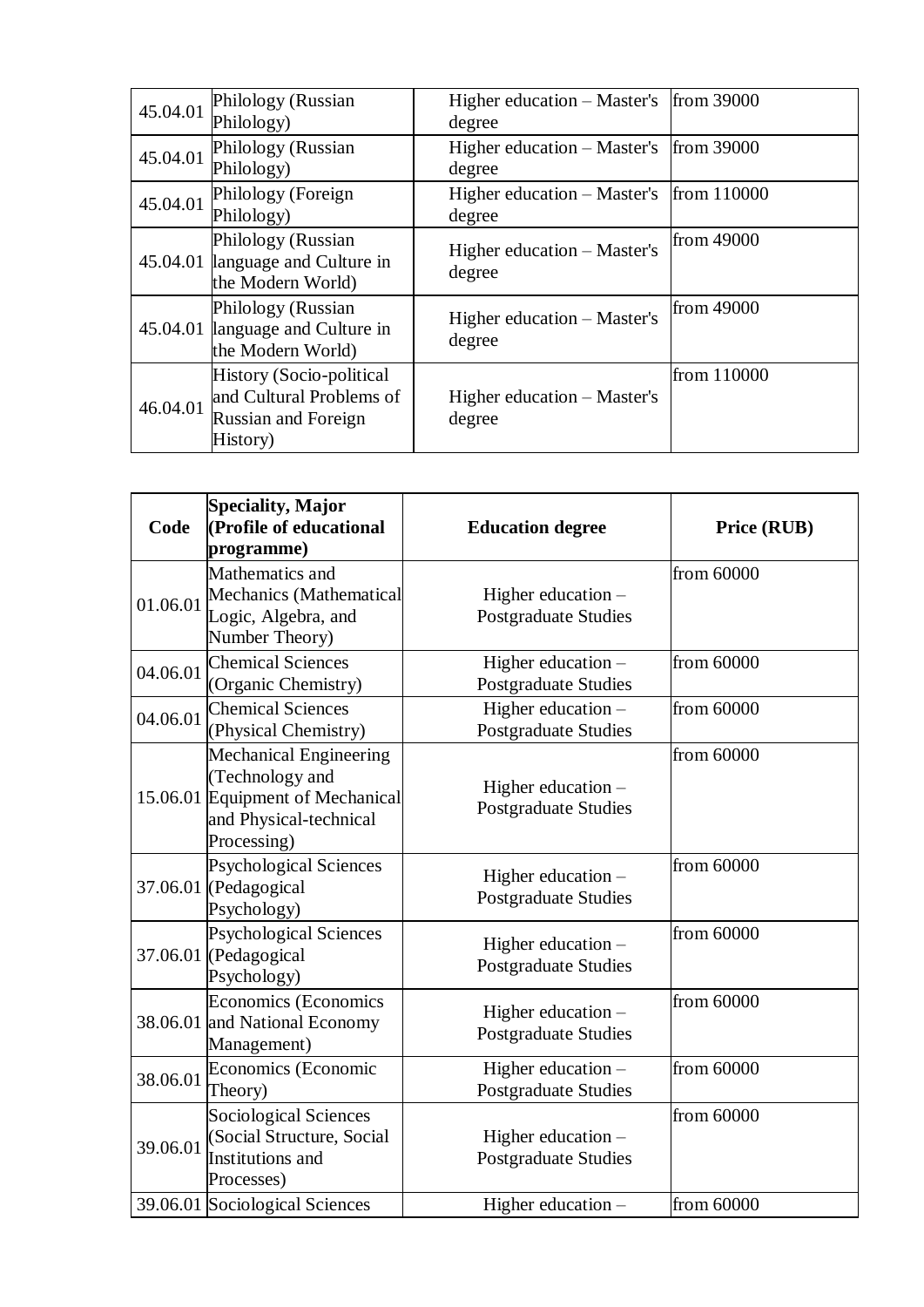| | | | |
|---|---|---|---|
| 45.04.01 | Philology (Russian Philology) | Higher education – Master's degree | from 39000 |
| 45.04.01 | Philology (Russian Philology) | Higher education – Master's degree | from 39000 |
| 45.04.01 | Philology (Foreign Philology) | Higher education – Master's degree | from 110000 |
| 45.04.01 | Philology (Russian language and Culture in the Modern World) | Higher education – Master's degree | from 49000 |
| 45.04.01 | Philology (Russian language and Culture in the Modern World) | Higher education – Master's degree | from 49000 |
| 46.04.01 | History (Socio-political and Cultural Problems of Russian and Foreign History) | Higher education – Master's degree | from 110000 |

| Code | Speciality, Major (Profile of educational programme) | Education degree | Price (RUB) |
|---|---|---|---|
| 01.06.01 | Mathematics and Mechanics (Mathematical Logic, Algebra, and Number Theory) | Higher education – Postgraduate Studies | from 60000 |
| 04.06.01 | Chemical Sciences (Organic Chemistry) | Higher education – Postgraduate Studies | from 60000 |
| 04.06.01 | Chemical Sciences (Physical Chemistry) | Higher education – Postgraduate Studies | from 60000 |
| 15.06.01 | Mechanical Engineering (Technology and Equipment of Mechanical and Physical-technical Processing) | Higher education – Postgraduate Studies | from 60000 |
| 37.06.01 | Psychological Sciences (Pedagogical Psychology) | Higher education – Postgraduate Studies | from 60000 |
| 37.06.01 | Psychological Sciences (Pedagogical Psychology) | Higher education – Postgraduate Studies | from 60000 |
| 38.06.01 | Economics (Economics and National Economy Management) | Higher education – Postgraduate Studies | from 60000 |
| 38.06.01 | Economics (Economic Theory) | Higher education – Postgraduate Studies | from 60000 |
| 39.06.01 | Sociological Sciences (Social Structure, Social Institutions and Processes) | Higher education – Postgraduate Studies | from 60000 |
| 39.06.01 | Sociological Sciences | Higher education – | from 60000 |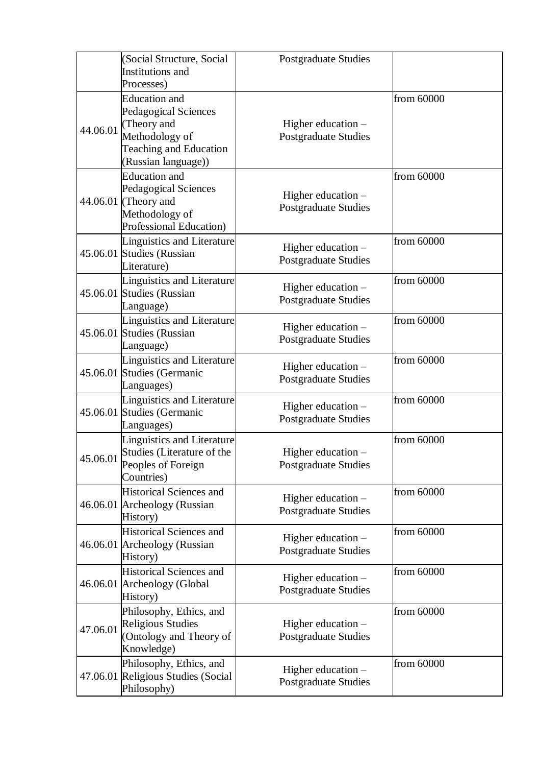| | | | |
|---|---|---|---|
| | (Social Structure, Social Institutions and Processes) | Postgraduate Studies | |
| 44.06.01 | Education and Pedagogical Sciences (Theory and Methodology of Teaching and Education (Russian language)) | Higher education – Postgraduate Studies | from 60000 |
| 44.06.01 | Education and Pedagogical Sciences (Theory and Methodology of Professional Education) | Higher education – Postgraduate Studies | from 60000 |
| 45.06.01 | Linguistics and Literature Studies (Russian Literature) | Higher education – Postgraduate Studies | from 60000 |
| 45.06.01 | Linguistics and Literature Studies (Russian Language) | Higher education – Postgraduate Studies | from 60000 |
| 45.06.01 | Linguistics and Literature Studies (Russian Language) | Higher education – Postgraduate Studies | from 60000 |
| 45.06.01 | Linguistics and Literature Studies (Germanic Languages) | Higher education – Postgraduate Studies | from 60000 |
| 45.06.01 | Linguistics and Literature Studies (Germanic Languages) | Higher education – Postgraduate Studies | from 60000 |
| 45.06.01 | Linguistics and Literature Studies (Literature of the Peoples of Foreign Countries) | Higher education – Postgraduate Studies | from 60000 |
| 46.06.01 | Historical Sciences and Archeology (Russian History) | Higher education – Postgraduate Studies | from 60000 |
| 46.06.01 | Historical Sciences and Archeology (Russian History) | Higher education – Postgraduate Studies | from 60000 |
| 46.06.01 | Historical Sciences and Archeology (Global History) | Higher education – Postgraduate Studies | from 60000 |
| 47.06.01 | Philosophy, Ethics, and Religious Studies (Ontology and Theory of Knowledge) | Higher education – Postgraduate Studies | from 60000 |
| 47.06.01 | Philosophy, Ethics, and Religious Studies (Social Philosophy) | Higher education – Postgraduate Studies | from 60000 |